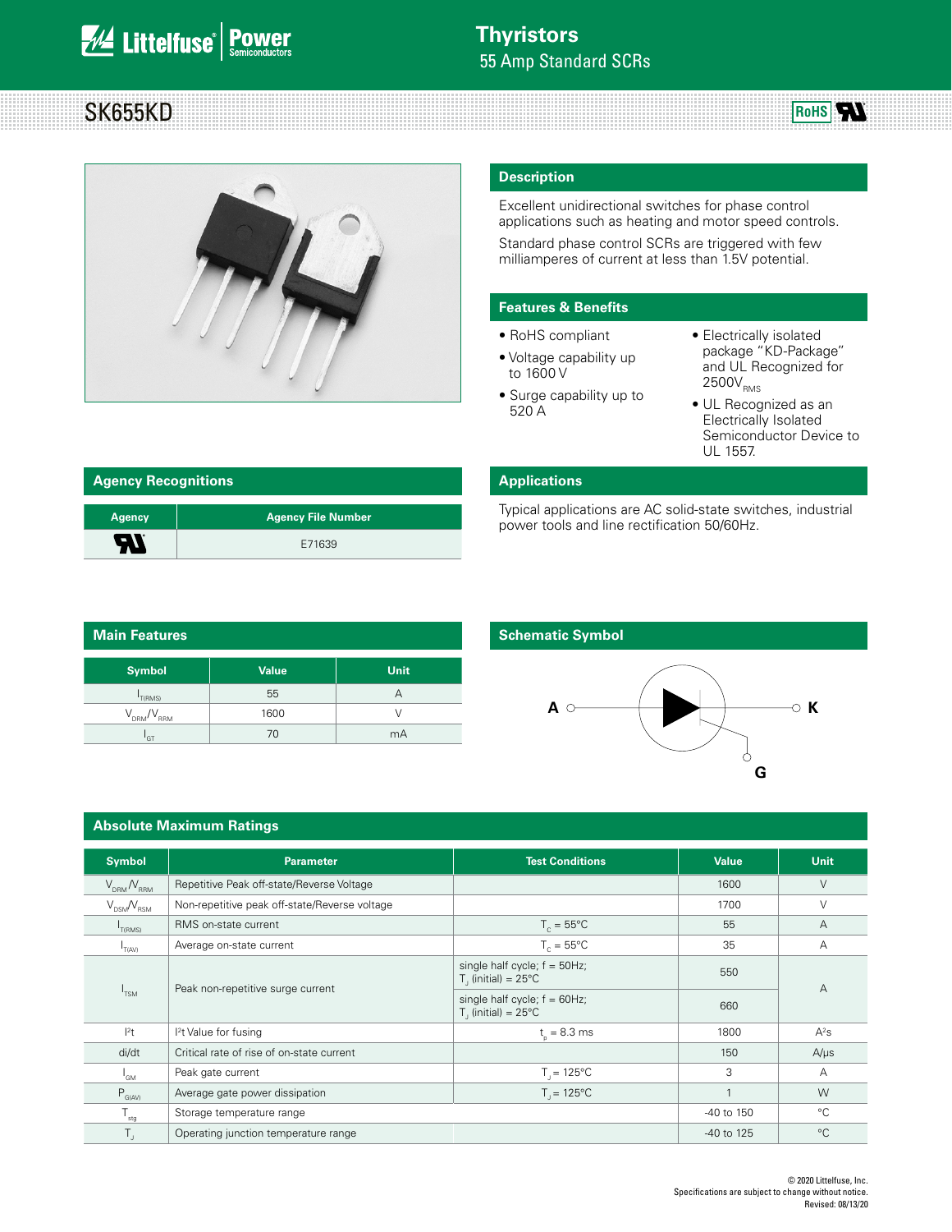# Thyristors

55 Amp Standard SCRs

## SK655KD

### Description

Excellent unidirectional switches for phase control applications such as heating and motor speed controls.

Standard phase control SCRs are triggered with few milliamperes of current at less than 1.5V potential.

### Features & Benefits

- RoHS compliant
- Voltage capability up to 1600 V
- Surge capability up to 520 A
- Electrically isolated package "KD-Package" and UL Recognized for 2500$V_{RMS}$
- UL Recognized as an Electrically Isolated Semiconductor Device to UL 1557.

### Agency Recognitions

| Agency | Agency File Number |
|---|---|
| UL | E71639 |

### Applications

Typical applications are AC solid-state switches, industrial power tools and line rectification 50/60Hz.

### Main Features

| Symbol | Value | Unit |
|---|---|---|
| $I_{T(RMS)}$ | 55 | A |
| $V_{DRM}/V_{RRM}$ | 1600 | V |
| $I_{GT}$ | 70 | mA |

### Schematic Symbol

A — K, G

### Absolute Maximum Ratings

| Symbol | Parameter | Test Conditions | Value | Unit |
|---|---|---|---|---|
| $V_{DRM}/V_{RRM}$ | Repetitive Peak off-state/Reverse Voltage | | 1600 | V |
| $V_{DSM}/V_{RSM}$ | Non-repetitive peak off-state/Reverse voltage | | 1700 | V |
| $I_{T(RMS)}$ | RMS on-state current | $T_C$ = 55°C | 55 | A |
| $I_{T(AV)}$ | Average on-state current | $T_C$ = 55°C | 35 | A |
| $I_{TSM}$ | Peak non-repetitive surge current | single half cycle; f = 50Hz; $T_J$ (initial) = 25°C | 550 | A |
| | | single half cycle; f = 60Hz; $T_J$ (initial) = 25°C | 660 | |
| $I^2t$ | $I^2t$ Value for fusing | $t_p$ = 8.3 ms | 1800 | $A^2s$ |
| di/dt | Critical rate of rise of on-state current | | 150 | A/μs |
| $I_{GM}$ | Peak gate current | $T_J$ = 125°C | 3 | A |
| $P_{G(AV)}$ | Average gate power dissipation | $T_J$ = 125°C | 1 | W |
| $T_{stg}$ | Storage temperature range | | -40 to 150 | °C |
| $T_J$ | Operating junction temperature range | | -40 to 125 | °C |

© 2020 Littelfuse, Inc.
Specifications are subject to change without notice.
Revised: 08/13/20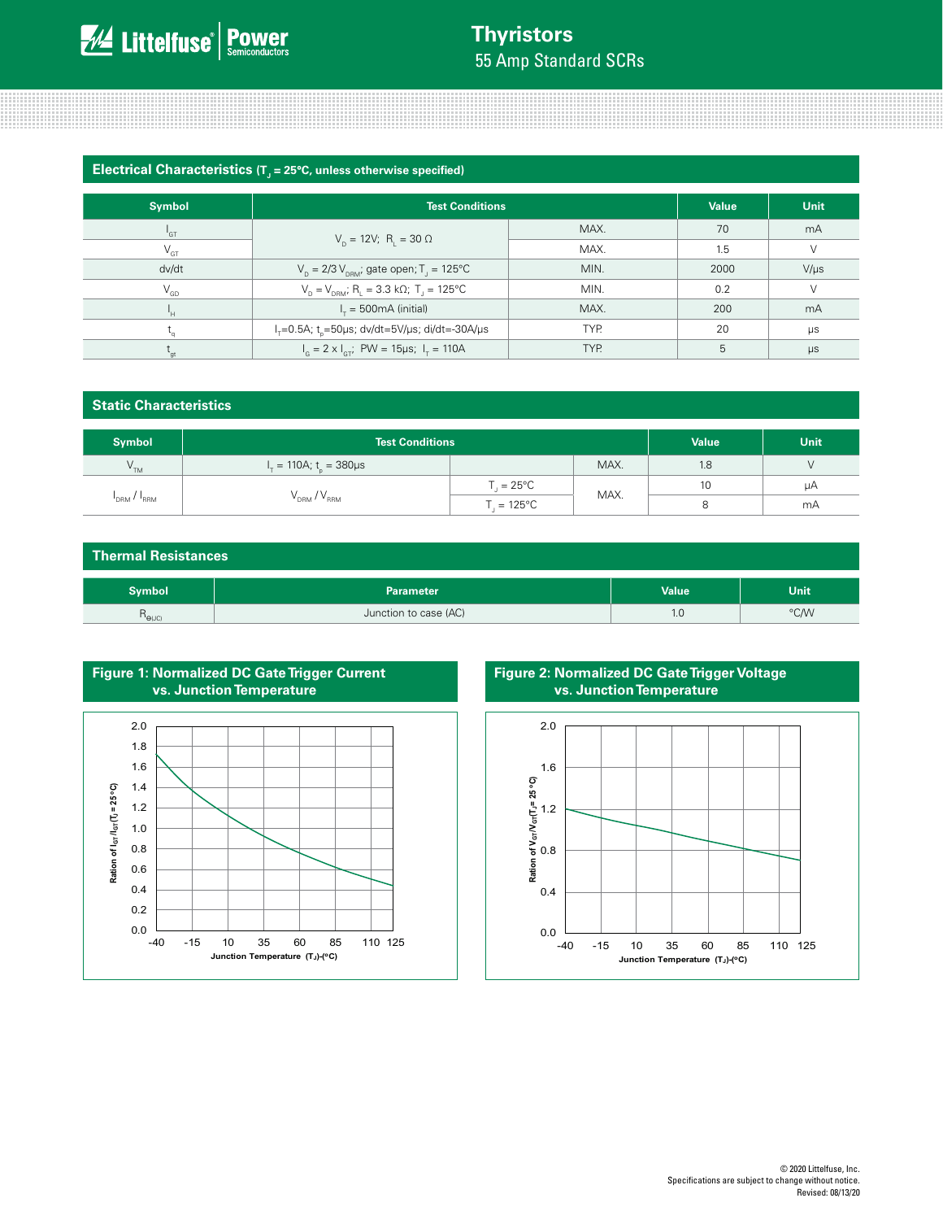## Electrical Characteristics ($T_J$ = 25°C, unless otherwise specified)

| Symbol | Test Conditions | | Value | Unit |
|---|---|---|---|---|
| $I_{GT}$ | $V_D$ = 12V; $R_L$ = 30 Ω | MAX. | 70 | mA |
| $V_{GT}$ | | MAX. | 1.5 | V |
| dv/dt | $V_D$ = 2/3 $V_{DRM}$; gate open; $T_J$ = 125°C | MIN. | 2000 | V/μs |
| $V_{GD}$ | $V_D$ = $V_{DRM}$; $R_L$ = 3.3 kΩ; $T_J$ = 125°C | MIN. | 0.2 | V |
| $I_H$ | $I_T$ = 500mA (initial) | MAX. | 200 | mA |
| $t_q$ | $I_T$=0.5A; $t_p$=50μs; dv/dt=5V/μs; di/dt=-30A/μs | TYP. | 20 | μs |
| $t_{gt}$ | $I_G$ = 2 x $I_{GT}$; PW = 15μs; $I_T$ = 110A | TYP. | 5 | μs |

## Static Characteristics

| Symbol | Test Conditions | | | Value | Unit |
|---|---|---|---|---|---|
| $V_{TM}$ | $I_T$ = 110A; $t_p$ = 380μs | | MAX. | 1.8 | V |
| $I_{DRM}$ / $I_{RRM}$ | $V_{DRM}$ / $V_{RRM}$ | $T_J$ = 25°C | MAX. | 10 | μA |
| | | $T_J$ = 125°C | | 8 | mA |

## Thermal Resistances

| Symbol | Parameter | Value | Unit |
|---|---|---|---|
| $R_{\Theta(JC)}$ | Junction to case (AC) | 1.0 | °C/W |

**Figure 1: Normalized DC Gate Trigger Current vs. Junction Temperature**

**Figure 2: Normalized DC Gate Trigger Voltage vs. Junction Temperature**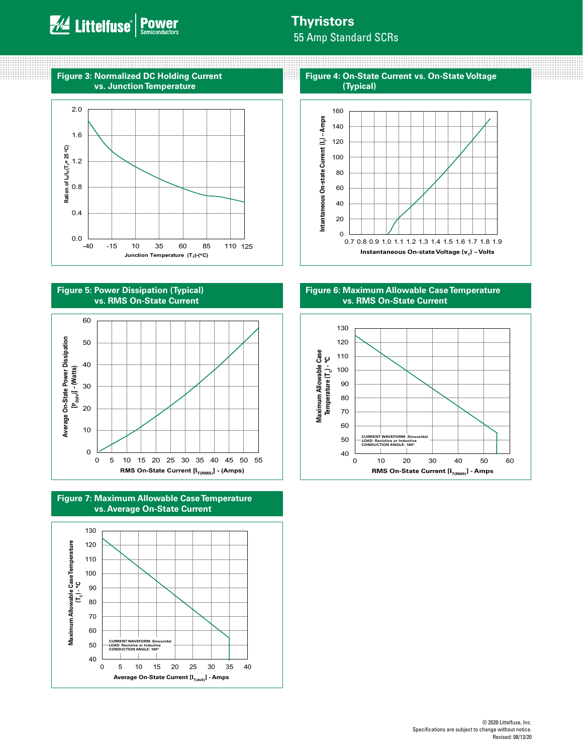## Figure 3: Normalized DC Holding Current vs. Junction Temperature

Ration of $I_H/I_H(T_J = 25\ °C)$

Junction Temperature $(T_J)$-(°C)

## Figure 4: On-State Current vs. On-State Voltage (Typical)

Intantaneous On-state Current ($I_T$) – Amps

Instantaneous On-state Voltage ($v_T$) – Volts

## Figure 5: Power Dissipation (Typical) vs. RMS On-State Current

Average On-State Power Dissipation [$P_{D(AV)}$] - (Watts)

RMS On-State Current [$I_{T(RMS)}$] - (Amps)

## Figure 6: Maximum Allowable Case Temperature vs. RMS On-State Current

Maximum Allowable Case Temperature ($T_C$) - °C

CURRENT WAVEFORM: Sinusoidal
LOAD: Resistive or Inductive
CONDUCTION ANGLE: 180°

RMS On-State Current [$I_{T(RMS)}$] - Amps

## Figure 7: Maximum Allowable Case Temperature vs. Average On-State Current

Maximum Allowable Case Temperature ($T_C$) - °C

CURRENT WAVEFORM: Sinusoidal
LOAD: Resistive or Inductive
CONDUCTION ANGLE: 180°

Average On-State Current [$I_{T(AVE)}$] - Amps

© 2020 Littelfuse, Inc.
Specifications are subject to change without notice.
Revised: 08/13/20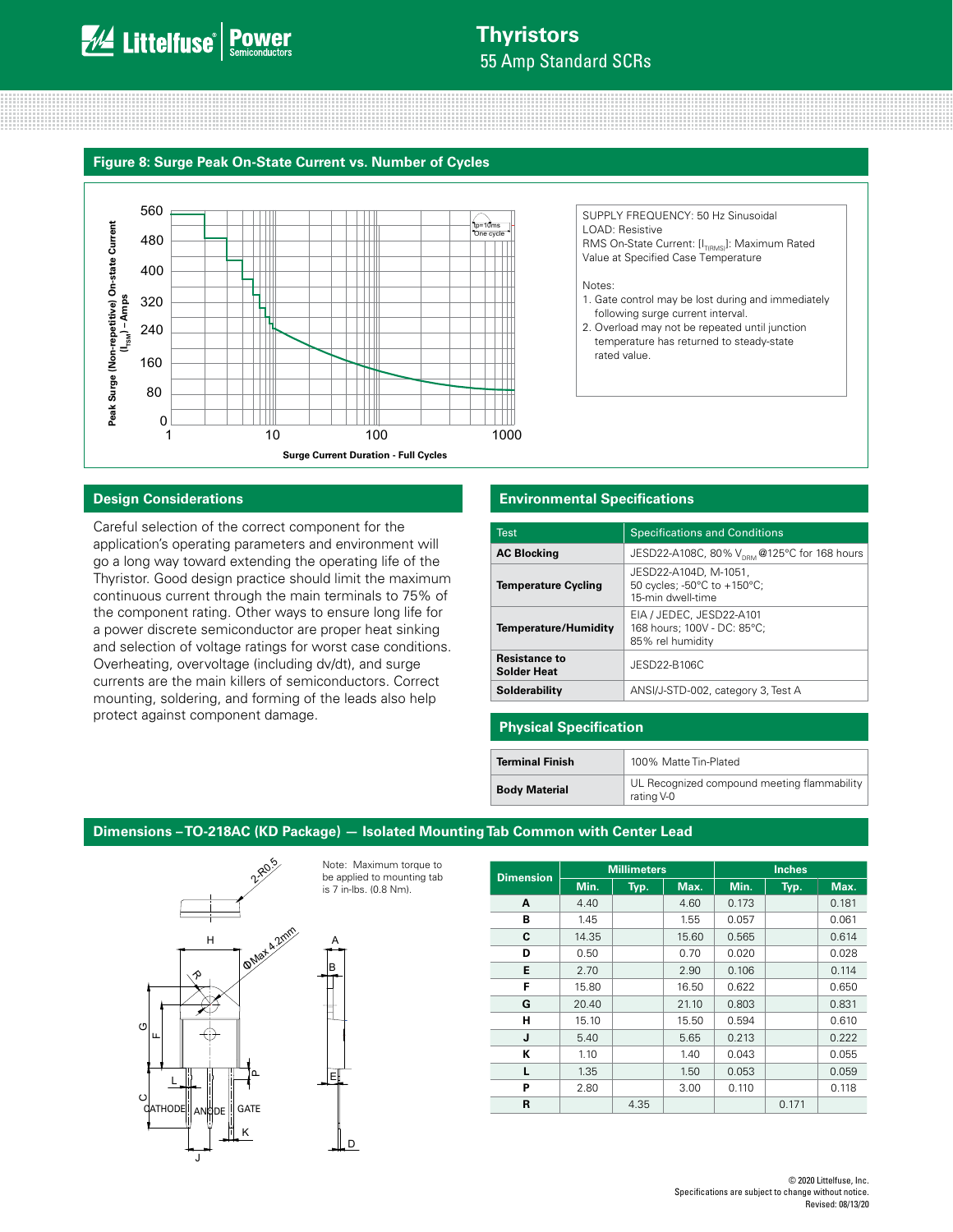## Figure 8: Surge Peak On-State Current vs. Number of Cycles

SUPPLY FREQUENCY: 50 Hz Sinusoidal
LOAD: Resistive
RMS On-State Current: [$I_{T(RMS)}$]: Maximum Rated Value at Specified Case Temperature

Notes:

1. Gate control may be lost during and immediately following surge current interval.
2. Overload may not be repeated until junction temperature has returned to steady-state rated value.

## Design Considerations

Careful selection of the correct component for the application's operating parameters and environment will go a long way toward extending the operating life of the Thyristor. Good design practice should limit the maximum continuous current through the main terminals to 75% of the component rating. Other ways to ensure long life for a power discrete semiconductor are proper heat sinking and selection of voltage ratings for worst case conditions. Overheating, overvoltage (including dv/dt), and surge currents are the main killers of semiconductors. Correct mounting, soldering, and forming of the leads also help protect against component damage.

## Environmental Specifications

| Test | Specifications and Conditions |
|---|---|
| **AC Blocking** | JESD22-A108C, 80% $V_{DRM}$ @125°C for 168 hours |
| **Temperature Cycling** | JESD22-A104D, M-1051, 50 cycles; -50°C to +150°C; 15-min dwell-time |
| **Temperature/Humidity** | EIA / JEDEC, JESD22-A101 168 hours; 100V - DC: 85°C; 85% rel humidity |
| **Resistance to Solder Heat** | JESD22-B106C |
| **Solderability** | ANSI/J-STD-002, category 3, Test A |

## Physical Specification

| | |
|---|---|
| **Terminal Finish** | 100% Matte Tin-Plated |
| **Body Material** | UL Recognized compound meeting flammability rating V-0 |

## Dimensions – TO-218AC (KD Package) — Isolated Mounting Tab Common with Center Lead

Note: Maximum torque to be applied to mounting tab is 7 in-lbs. (0.8 Nm).

| Dimension | Millimeters | | | Inches | | |
|---|---|---|---|---|---|---|
| | Min. | Typ. | Max. | Min. | Typ. | Max. |
| **A** | 4.40 | | 4.60 | 0.173 | | 0.181 |
| **B** | 1.45 | | 1.55 | 0.057 | | 0.061 |
| **C** | 14.35 | | 15.60 | 0.565 | | 0.614 |
| **D** | 0.50 | | 0.70 | 0.020 | | 0.028 |
| **E** | 2.70 | | 2.90 | 0.106 | | 0.114 |
| **F** | 15.80 | | 16.50 | 0.622 | | 0.650 |
| **G** | 20.40 | | 21.10 | 0.803 | | 0.831 |
| **H** | 15.10 | | 15.50 | 0.594 | | 0.610 |
| **J** | 5.40 | | 5.65 | 0.213 | | 0.222 |
| **K** | 1.10 | | 1.40 | 0.043 | | 0.055 |
| **L** | 1.35 | | 1.50 | 0.053 | | 0.059 |
| **P** | 2.80 | | 3.00 | 0.110 | | 0.118 |
| **R** | | 4.35 | | | 0.171 | |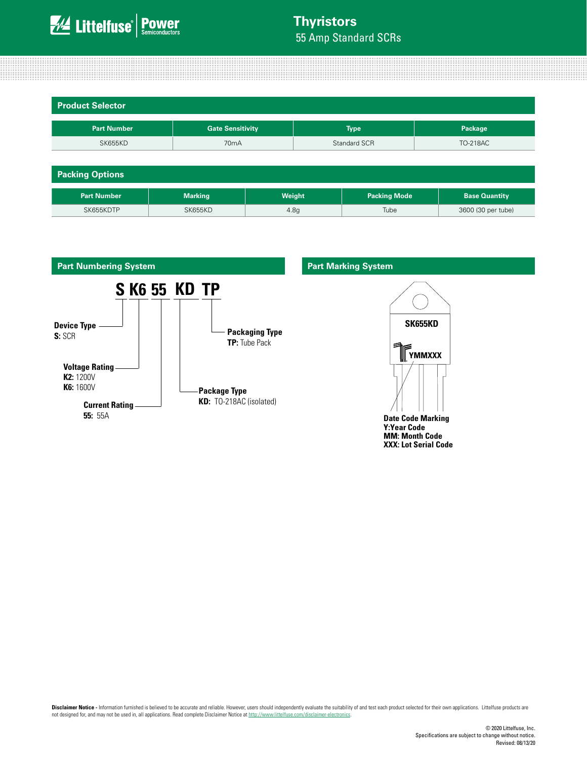## Product Selector

| Part Number | Gate Sensitivity | Type | Package |
|---|---|---|---|
| SK655KD | 70mA | Standard SCR | TO-218AC |

## Packing Options

| Part Number | Marking | Weight | Packing Mode | Base Quantity |
|---|---|---|---|---|
| SK655KDTP | SK655KD | 4.8g | Tube | 3600 (30 per tube) |

## Part Numbering System

S K6 55 KD TP

**Device Type**
**S:** SCR

**Voltage Rating**
**K2:** 1200V
**K6:** 1600V

**Current Rating**
**55:** 55A

**Package Type**
**KD:** TO-218AC (isolated)

**Packaging Type**
**TP:** Tube Pack

## Part Marking System

SK655KD

YMMXXX

**Date Code Marking**
**Y:Year Code**
**MM: Month Code**
**XXX: Lot Serial Code**

**Disclaimer Notice -** Information furnished is believed to be accurate and reliable. However, users should independently evaluate the suitability of and test each product selected for their own applications. Littelfuse products are not designed for, and may not be used in, all applications. Read complete Disclaimer Notice at http://www.littelfuse.com/disclaimer-electronics.

© 2020 Littelfuse, Inc.
Specifications are subject to change without notice.
Revised: 08/13/20